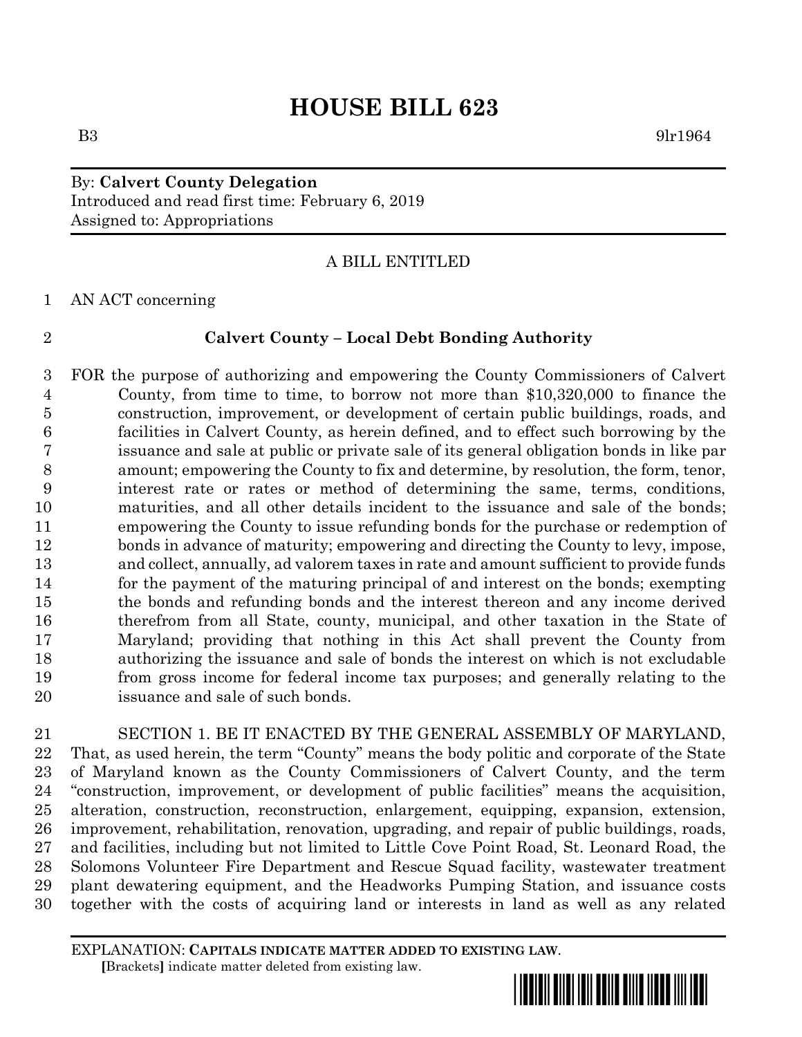# HOUSE BILL 623

B3 9lr1964

By: **Calvert County Delegation**
Introduced and read first time: February 6, 2019
Assigned to: Appropriations

A BILL ENTITLED

AN ACT concerning

**Calvert County – Local Debt Bonding Authority**

FOR the purpose of authorizing and empowering the County Commissioners of Calvert County, from time to time, to borrow not more than $10,320,000 to finance the construction, improvement, or development of certain public buildings, roads, and facilities in Calvert County, as herein defined, and to effect such borrowing by the issuance and sale at public or private sale of its general obligation bonds in like par amount; empowering the County to fix and determine, by resolution, the form, tenor, interest rate or rates or method of determining the same, terms, conditions, maturities, and all other details incident to the issuance and sale of the bonds; empowering the County to issue refunding bonds for the purchase or redemption of bonds in advance of maturity; empowering and directing the County to levy, impose, and collect, annually, ad valorem taxes in rate and amount sufficient to provide funds for the payment of the maturing principal of and interest on the bonds; exempting the bonds and refunding bonds and the interest thereon and any income derived therefrom from all State, county, municipal, and other taxation in the State of Maryland; providing that nothing in this Act shall prevent the County from authorizing the issuance and sale of bonds the interest on which is not excludable from gross income for federal income tax purposes; and generally relating to the issuance and sale of such bonds.

SECTION 1. BE IT ENACTED BY THE GENERAL ASSEMBLY OF MARYLAND, That, as used herein, the term "County" means the body politic and corporate of the State of Maryland known as the County Commissioners of Calvert County, and the term "construction, improvement, or development of public facilities" means the acquisition, alteration, construction, reconstruction, enlargement, equipping, expansion, extension, improvement, rehabilitation, renovation, upgrading, and repair of public buildings, roads, and facilities, including but not limited to Little Cove Point Road, St. Leonard Road, the Solomons Volunteer Fire Department and Rescue Squad facility, wastewater treatment plant dewatering equipment, and the Headworks Pumping Station, and issuance costs together with the costs of acquiring land or interests in land as well as any related

EXPLANATION: **CAPITALS INDICATE MATTER ADDED TO EXISTING LAW**.
[Brackets] indicate matter deleted from existing law.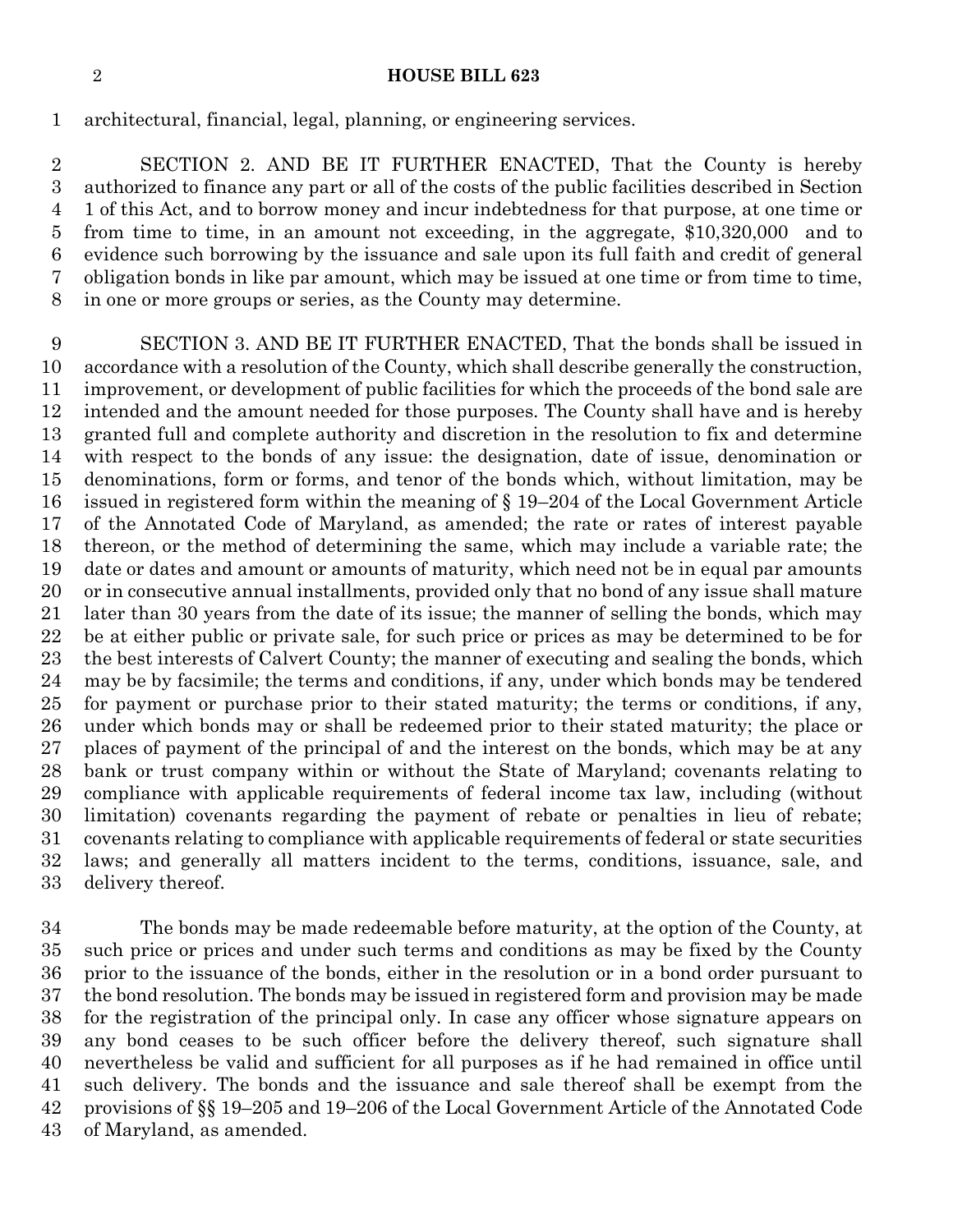architectural, financial, legal, planning, or engineering services.

SECTION 2. AND BE IT FURTHER ENACTED, That the County is hereby authorized to finance any part or all of the costs of the public facilities described in Section 1 of this Act, and to borrow money and incur indebtedness for that purpose, at one time or from time to time, in an amount not exceeding, in the aggregate, $10,320,000 and to evidence such borrowing by the issuance and sale upon its full faith and credit of general obligation bonds in like par amount, which may be issued at one time or from time to time, in one or more groups or series, as the County may determine.

SECTION 3. AND BE IT FURTHER ENACTED, That the bonds shall be issued in accordance with a resolution of the County, which shall describe generally the construction, improvement, or development of public facilities for which the proceeds of the bond sale are intended and the amount needed for those purposes. The County shall have and is hereby granted full and complete authority and discretion in the resolution to fix and determine with respect to the bonds of any issue: the designation, date of issue, denomination or denominations, form or forms, and tenor of the bonds which, without limitation, may be issued in registered form within the meaning of § 19–204 of the Local Government Article of the Annotated Code of Maryland, as amended; the rate or rates of interest payable thereon, or the method of determining the same, which may include a variable rate; the date or dates and amount or amounts of maturity, which need not be in equal par amounts or in consecutive annual installments, provided only that no bond of any issue shall mature later than 30 years from the date of its issue; the manner of selling the bonds, which may be at either public or private sale, for such price or prices as may be determined to be for the best interests of Calvert County; the manner of executing and sealing the bonds, which may be by facsimile; the terms and conditions, if any, under which bonds may be tendered for payment or purchase prior to their stated maturity; the terms or conditions, if any, under which bonds may or shall be redeemed prior to their stated maturity; the place or places of payment of the principal of and the interest on the bonds, which may be at any bank or trust company within or without the State of Maryland; covenants relating to compliance with applicable requirements of federal income tax law, including (without limitation) covenants regarding the payment of rebate or penalties in lieu of rebate; covenants relating to compliance with applicable requirements of federal or state securities laws; and generally all matters incident to the terms, conditions, issuance, sale, and delivery thereof.

The bonds may be made redeemable before maturity, at the option of the County, at such price or prices and under such terms and conditions as may be fixed by the County prior to the issuance of the bonds, either in the resolution or in a bond order pursuant to the bond resolution. The bonds may be issued in registered form and provision may be made for the registration of the principal only. In case any officer whose signature appears on any bond ceases to be such officer before the delivery thereof, such signature shall nevertheless be valid and sufficient for all purposes as if he had remained in office until such delivery. The bonds and the issuance and sale thereof shall be exempt from the provisions of §§ 19–205 and 19–206 of the Local Government Article of the Annotated Code of Maryland, as amended.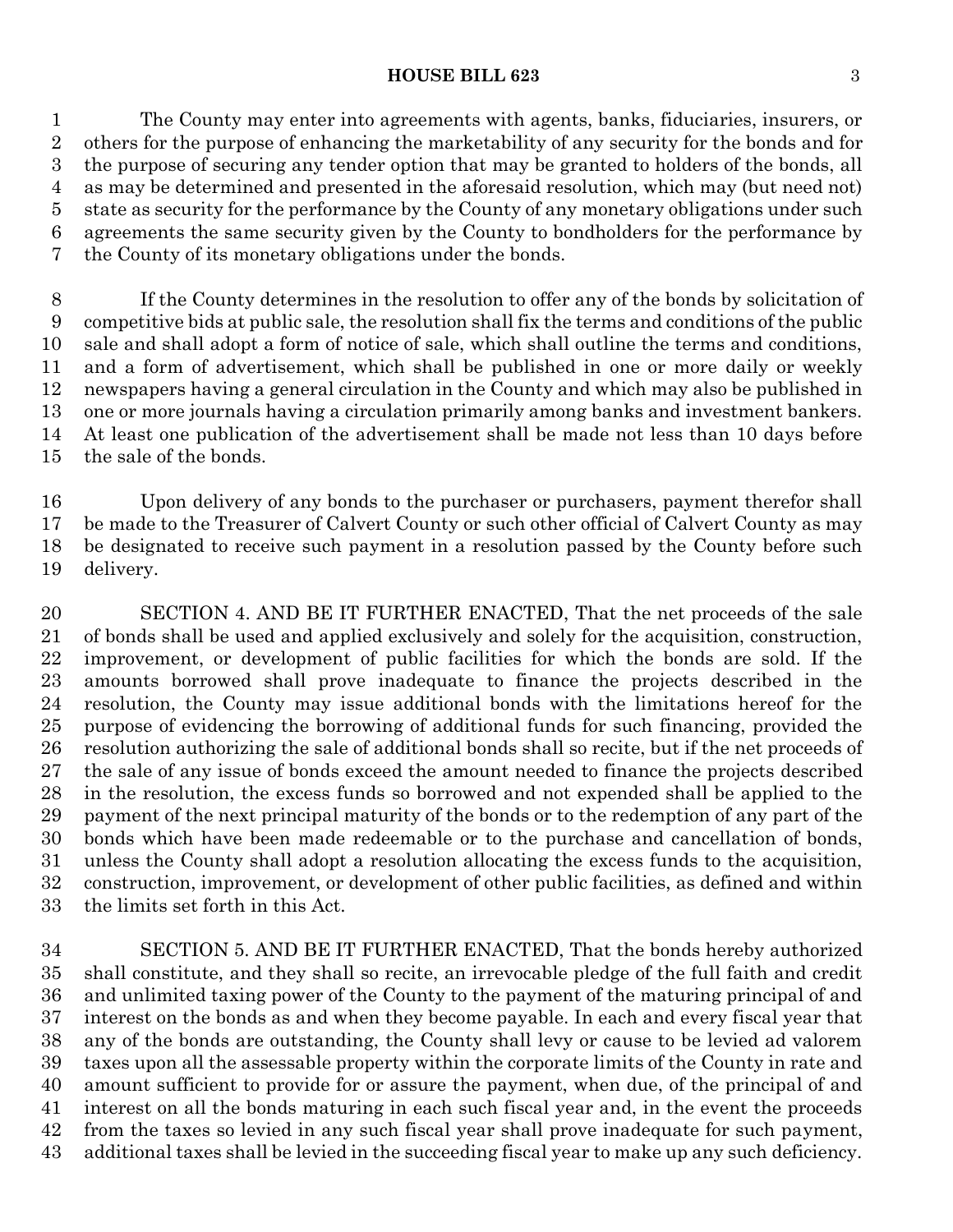The County may enter into agreements with agents, banks, fiduciaries, insurers, or others for the purpose of enhancing the marketability of any security for the bonds and for the purpose of securing any tender option that may be granted to holders of the bonds, all as may be determined and presented in the aforesaid resolution, which may (but need not) state as security for the performance by the County of any monetary obligations under such agreements the same security given by the County to bondholders for the performance by the County of its monetary obligations under the bonds.

If the County determines in the resolution to offer any of the bonds by solicitation of competitive bids at public sale, the resolution shall fix the terms and conditions of the public sale and shall adopt a form of notice of sale, which shall outline the terms and conditions, and a form of advertisement, which shall be published in one or more daily or weekly newspapers having a general circulation in the County and which may also be published in one or more journals having a circulation primarily among banks and investment bankers. At least one publication of the advertisement shall be made not less than 10 days before the sale of the bonds.

Upon delivery of any bonds to the purchaser or purchasers, payment therefor shall be made to the Treasurer of Calvert County or such other official of Calvert County as may be designated to receive such payment in a resolution passed by the County before such delivery.

SECTION 4. AND BE IT FURTHER ENACTED, That the net proceeds of the sale of bonds shall be used and applied exclusively and solely for the acquisition, construction, improvement, or development of public facilities for which the bonds are sold. If the amounts borrowed shall prove inadequate to finance the projects described in the resolution, the County may issue additional bonds with the limitations hereof for the purpose of evidencing the borrowing of additional funds for such financing, provided the resolution authorizing the sale of additional bonds shall so recite, but if the net proceeds of the sale of any issue of bonds exceed the amount needed to finance the projects described in the resolution, the excess funds so borrowed and not expended shall be applied to the payment of the next principal maturity of the bonds or to the redemption of any part of the bonds which have been made redeemable or to the purchase and cancellation of bonds, unless the County shall adopt a resolution allocating the excess funds to the acquisition, construction, improvement, or development of other public facilities, as defined and within the limits set forth in this Act.

SECTION 5. AND BE IT FURTHER ENACTED, That the bonds hereby authorized shall constitute, and they shall so recite, an irrevocable pledge of the full faith and credit and unlimited taxing power of the County to the payment of the maturing principal of and interest on the bonds as and when they become payable. In each and every fiscal year that any of the bonds are outstanding, the County shall levy or cause to be levied ad valorem taxes upon all the assessable property within the corporate limits of the County in rate and amount sufficient to provide for or assure the payment, when due, of the principal of and interest on all the bonds maturing in each such fiscal year and, in the event the proceeds from the taxes so levied in any such fiscal year shall prove inadequate for such payment, additional taxes shall be levied in the succeeding fiscal year to make up any such deficiency.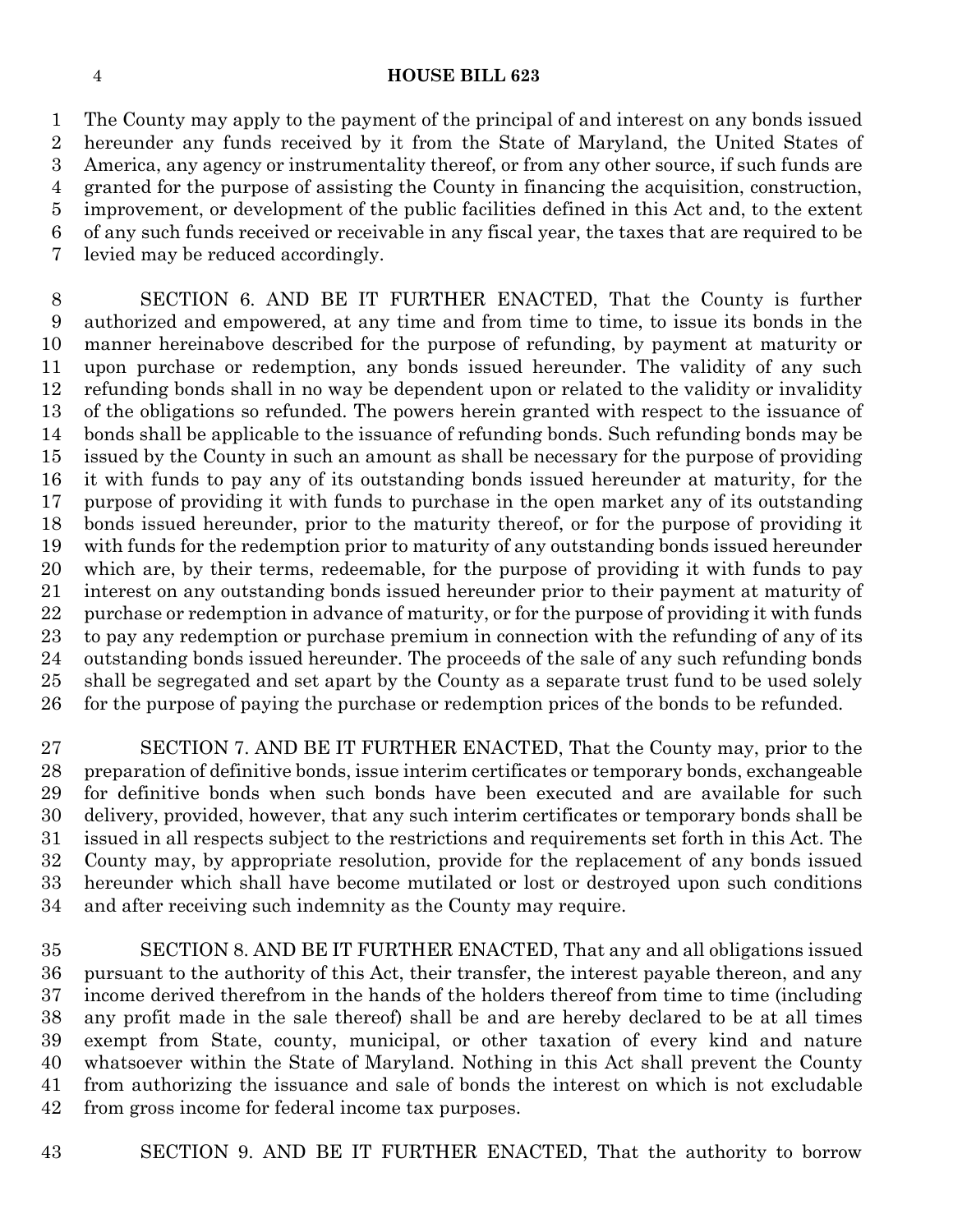The County may apply to the payment of the principal of and interest on any bonds issued hereunder any funds received by it from the State of Maryland, the United States of America, any agency or instrumentality thereof, or from any other source, if such funds are granted for the purpose of assisting the County in financing the acquisition, construction, improvement, or development of the public facilities defined in this Act and, to the extent of any such funds received or receivable in any fiscal year, the taxes that are required to be levied may be reduced accordingly.

SECTION 6. AND BE IT FURTHER ENACTED, That the County is further authorized and empowered, at any time and from time to time, to issue its bonds in the manner hereinabove described for the purpose of refunding, by payment at maturity or upon purchase or redemption, any bonds issued hereunder. The validity of any such refunding bonds shall in no way be dependent upon or related to the validity or invalidity of the obligations so refunded. The powers herein granted with respect to the issuance of bonds shall be applicable to the issuance of refunding bonds. Such refunding bonds may be issued by the County in such an amount as shall be necessary for the purpose of providing it with funds to pay any of its outstanding bonds issued hereunder at maturity, for the purpose of providing it with funds to purchase in the open market any of its outstanding bonds issued hereunder, prior to the maturity thereof, or for the purpose of providing it with funds for the redemption prior to maturity of any outstanding bonds issued hereunder which are, by their terms, redeemable, for the purpose of providing it with funds to pay interest on any outstanding bonds issued hereunder prior to their payment at maturity of purchase or redemption in advance of maturity, or for the purpose of providing it with funds to pay any redemption or purchase premium in connection with the refunding of any of its outstanding bonds issued hereunder. The proceeds of the sale of any such refunding bonds shall be segregated and set apart by the County as a separate trust fund to be used solely for the purpose of paying the purchase or redemption prices of the bonds to be refunded.

SECTION 7. AND BE IT FURTHER ENACTED, That the County may, prior to the preparation of definitive bonds, issue interim certificates or temporary bonds, exchangeable for definitive bonds when such bonds have been executed and are available for such delivery, provided, however, that any such interim certificates or temporary bonds shall be issued in all respects subject to the restrictions and requirements set forth in this Act. The County may, by appropriate resolution, provide for the replacement of any bonds issued hereunder which shall have become mutilated or lost or destroyed upon such conditions and after receiving such indemnity as the County may require.

SECTION 8. AND BE IT FURTHER ENACTED, That any and all obligations issued pursuant to the authority of this Act, their transfer, the interest payable thereon, and any income derived therefrom in the hands of the holders thereof from time to time (including any profit made in the sale thereof) shall be and are hereby declared to be at all times exempt from State, county, municipal, or other taxation of every kind and nature whatsoever within the State of Maryland. Nothing in this Act shall prevent the County from authorizing the issuance and sale of bonds the interest on which is not excludable from gross income for federal income tax purposes.

SECTION 9. AND BE IT FURTHER ENACTED, That the authority to borrow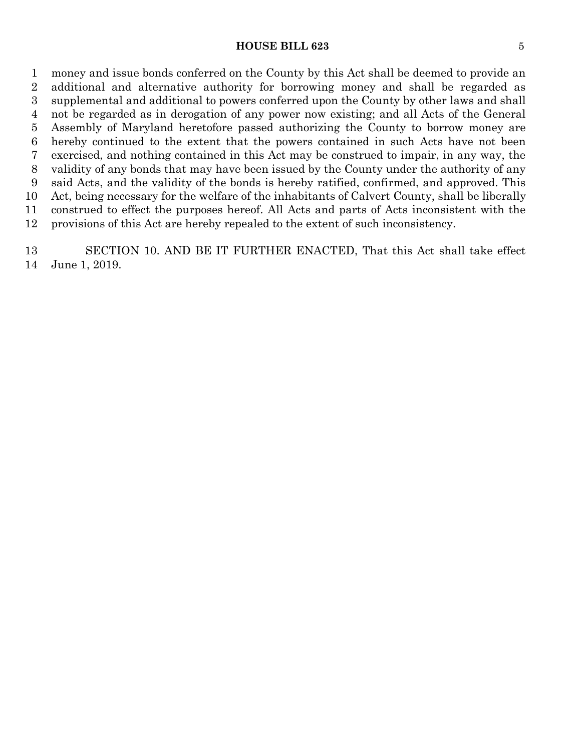money and issue bonds conferred on the County by this Act shall be deemed to provide an additional and alternative authority for borrowing money and shall be regarded as supplemental and additional to powers conferred upon the County by other laws and shall not be regarded as in derogation of any power now existing; and all Acts of the General Assembly of Maryland heretofore passed authorizing the County to borrow money are hereby continued to the extent that the powers contained in such Acts have not been exercised, and nothing contained in this Act may be construed to impair, in any way, the validity of any bonds that may have been issued by the County under the authority of any said Acts, and the validity of the bonds is hereby ratified, confirmed, and approved. This Act, being necessary for the welfare of the inhabitants of Calvert County, shall be liberally construed to effect the purposes hereof. All Acts and parts of Acts inconsistent with the provisions of this Act are hereby repealed to the extent of such inconsistency.

SECTION 10. AND BE IT FURTHER ENACTED, That this Act shall take effect June 1, 2019.